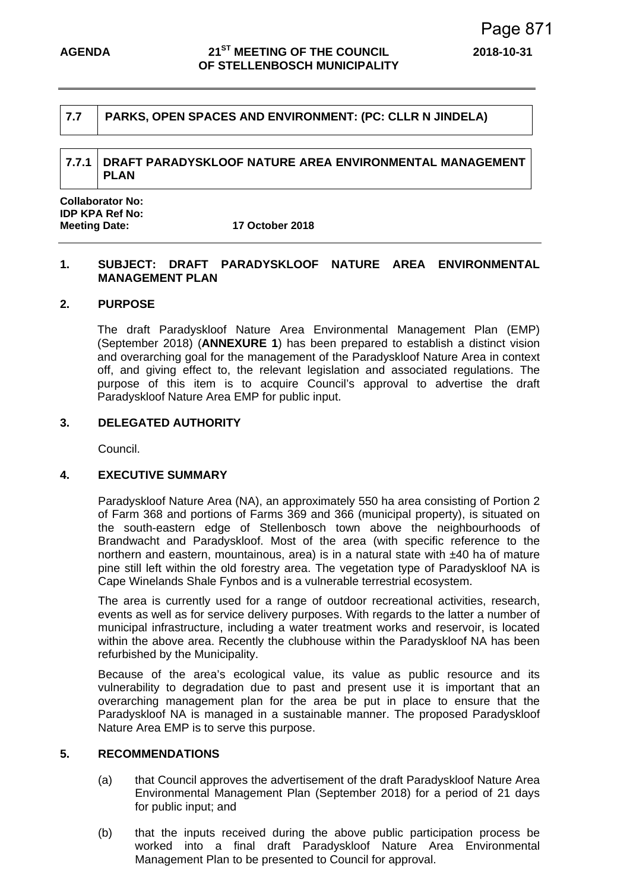## 7.7 PARKS, OPEN SPACES AND ENVIRONMENT: (PC: CLLR N JINDELA)

### 7.7.1 DRAFT PARADYSKLOOF NATURE AREA ENVIRONMENTAL MANAGEMENT PLAN

**Collaborator No:**
**IDP KPA Ref No:**
**Meeting Date:** **17 October 2018**

---

**1. SUBJECT: DRAFT PARADYSKLOOF NATURE AREA ENVIRONMENTAL MANAGEMENT PLAN**

**2. PURPOSE**

The draft Paradyskloof Nature Area Environmental Management Plan (EMP) (September 2018) (**ANNEXURE 1**) has been prepared to establish a distinct vision and overarching goal for the management of the Paradyskloof Nature Area in context off, and giving effect to, the relevant legislation and associated regulations. The purpose of this item is to acquire Council's approval to advertise the draft Paradyskloof Nature Area EMP for public input.

**3. DELEGATED AUTHORITY**

Council.

**4. EXECUTIVE SUMMARY**

Paradyskloof Nature Area (NA), an approximately 550 ha area consisting of Portion 2 of Farm 368 and portions of Farms 369 and 366 (municipal property), is situated on the south-eastern edge of Stellenbosch town above the neighbourhoods of Brandwacht and Paradyskloof. Most of the area (with specific reference to the northern and eastern, mountainous, area) is in a natural state with ±40 ha of mature pine still left within the old forestry area. The vegetation type of Paradyskloof NA is Cape Winelands Shale Fynbos and is a vulnerable terrestrial ecosystem.

The area is currently used for a range of outdoor recreational activities, research, events as well as for service delivery purposes. With regards to the latter a number of municipal infrastructure, including a water treatment works and reservoir, is located within the above area. Recently the clubhouse within the Paradyskloof NA has been refurbished by the Municipality.

Because of the area's ecological value, its value as public resource and its vulnerability to degradation due to past and present use it is important that an overarching management plan for the area be put in place to ensure that the Paradyskloof NA is managed in a sustainable manner. The proposed Paradyskloof Nature Area EMP is to serve this purpose.

**5. RECOMMENDATIONS**

(a) that Council approves the advertisement of the draft Paradyskloof Nature Area Environmental Management Plan (September 2018) for a period of 21 days for public input; and

(b) that the inputs received during the above public participation process be worked into a final draft Paradyskloof Nature Area Environmental Management Plan to be presented to Council for approval.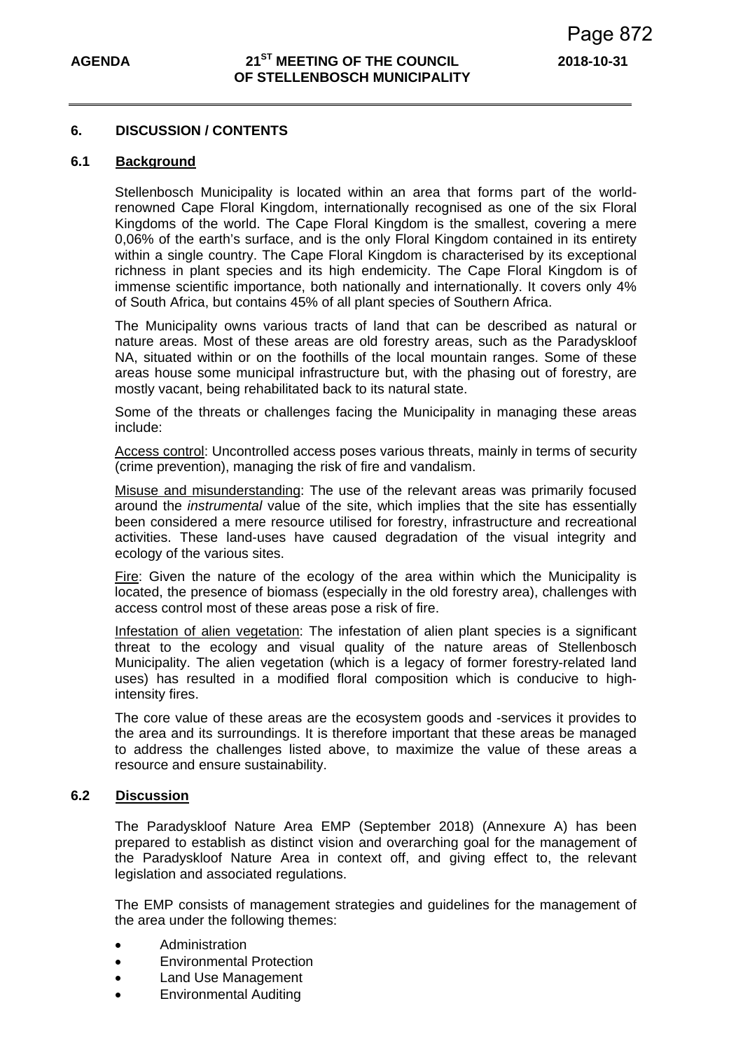## 6. DISCUSSION / CONTENTS

### 6.1 Background

Stellenbosch Municipality is located within an area that forms part of the world-renowned Cape Floral Kingdom, internationally recognised as one of the six Floral Kingdoms of the world. The Cape Floral Kingdom is the smallest, covering a mere 0,06% of the earth's surface, and is the only Floral Kingdom contained in its entirety within a single country. The Cape Floral Kingdom is characterised by its exceptional richness in plant species and its high endemicity. The Cape Floral Kingdom is of immense scientific importance, both nationally and internationally. It covers only 4% of South Africa, but contains 45% of all plant species of Southern Africa.

The Municipality owns various tracts of land that can be described as natural or nature areas. Most of these areas are old forestry areas, such as the Paradyskloof NA, situated within or on the foothills of the local mountain ranges. Some of these areas house some municipal infrastructure but, with the phasing out of forestry, are mostly vacant, being rehabilitated back to its natural state.

Some of the threats or challenges facing the Municipality in managing these areas include:

Access control: Uncontrolled access poses various threats, mainly in terms of security (crime prevention), managing the risk of fire and vandalism.

Misuse and misunderstanding: The use of the relevant areas was primarily focused around the *instrumental* value of the site, which implies that the site has essentially been considered a mere resource utilised for forestry, infrastructure and recreational activities. These land-uses have caused degradation of the visual integrity and ecology of the various sites.

Fire: Given the nature of the ecology of the area within which the Municipality is located, the presence of biomass (especially in the old forestry area), challenges with access control most of these areas pose a risk of fire.

Infestation of alien vegetation: The infestation of alien plant species is a significant threat to the ecology and visual quality of the nature areas of Stellenbosch Municipality. The alien vegetation (which is a legacy of former forestry-related land uses) has resulted in a modified floral composition which is conducive to high-intensity fires.

The core value of these areas are the ecosystem goods and -services it provides to the area and its surroundings. It is therefore important that these areas be managed to address the challenges listed above, to maximize the value of these areas a resource and ensure sustainability.

### 6.2 Discussion

The Paradyskloof Nature Area EMP (September 2018) (Annexure A) has been prepared to establish as distinct vision and overarching goal for the management of the Paradyskloof Nature Area in context off, and giving effect to, the relevant legislation and associated regulations.

The EMP consists of management strategies and guidelines for the management of the area under the following themes:

- Administration
- Environmental Protection
- Land Use Management
- Environmental Auditing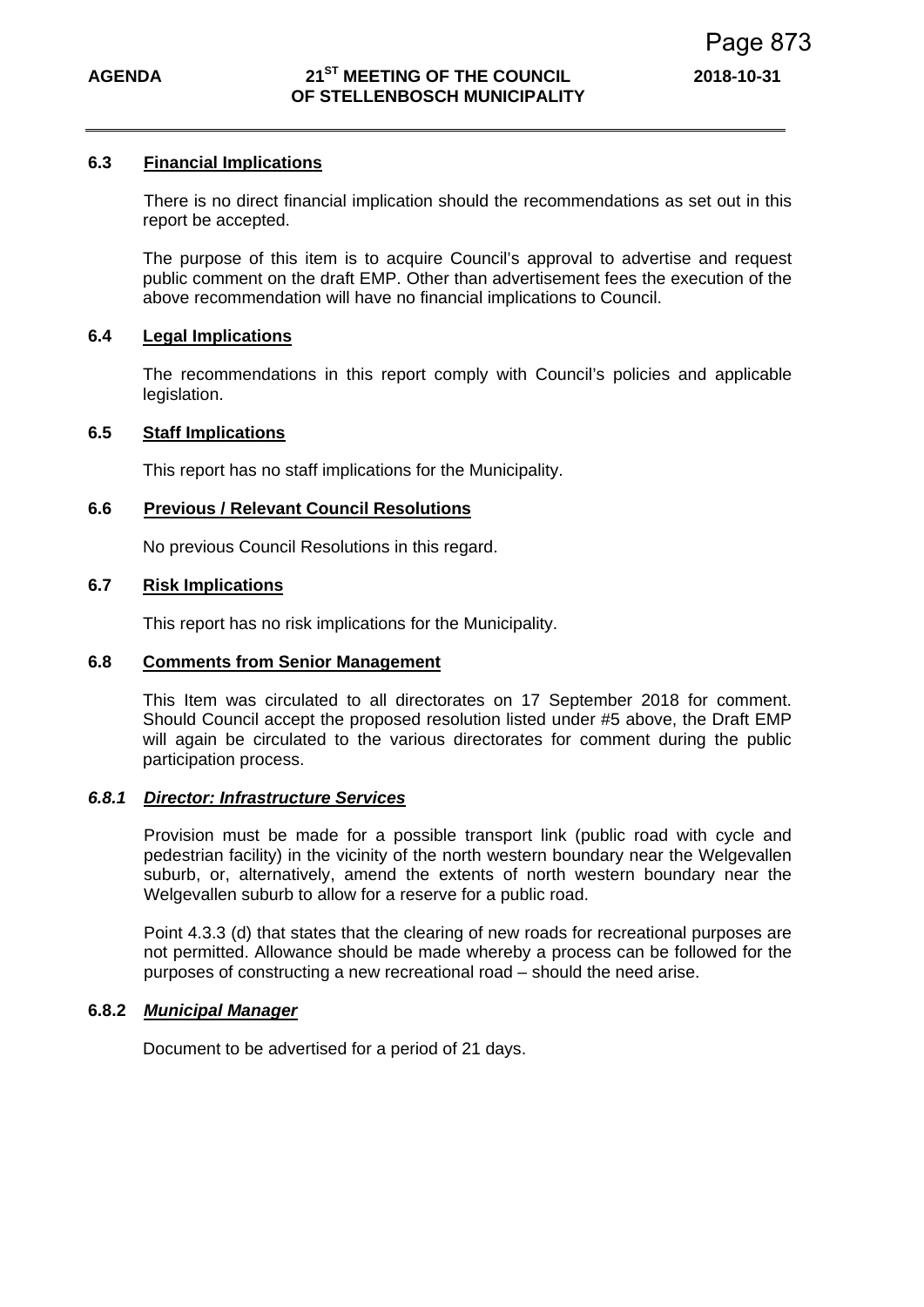### 6.3 Financial Implications

There is no direct financial implication should the recommendations as set out in this report be accepted.

The purpose of this item is to acquire Council's approval to advertise and request public comment on the draft EMP. Other than advertisement fees the execution of the above recommendation will have no financial implications to Council.

### 6.4 Legal Implications

The recommendations in this report comply with Council's policies and applicable legislation.

### 6.5 Staff Implications

This report has no staff implications for the Municipality.

### 6.6 Previous / Relevant Council Resolutions

No previous Council Resolutions in this regard.

### 6.7 Risk Implications

This report has no risk implications for the Municipality.

### 6.8 Comments from Senior Management

This Item was circulated to all directorates on 17 September 2018 for comment. Should Council accept the proposed resolution listed under #5 above, the Draft EMP will again be circulated to the various directorates for comment during the public participation process.

#### *6.8.1 Director: Infrastructure Services*

Provision must be made for a possible transport link (public road with cycle and pedestrian facility) in the vicinity of the north western boundary near the Welgevallen suburb, or, alternatively, amend the extents of north western boundary near the Welgevallen suburb to allow for a reserve for a public road.

Point 4.3.3 (d) that states that the clearing of new roads for recreational purposes are not permitted. Allowance should be made whereby a process can be followed for the purposes of constructing a new recreational road – should the need arise.

#### 6.8.2 *Municipal Manager*

Document to be advertised for a period of 21 days.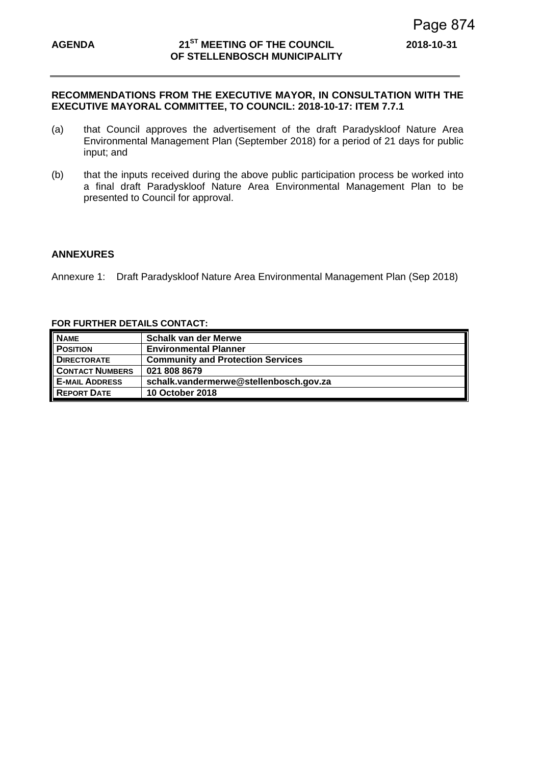**RECOMMENDATIONS FROM THE EXECUTIVE MAYOR, IN CONSULTATION WITH THE EXECUTIVE MAYORAL COMMITTEE, TO COUNCIL: 2018-10-17: ITEM 7.7.1**

(a) that Council approves the advertisement of the draft Paradyskloof Nature Area Environmental Management Plan (September 2018) for a period of 21 days for public input; and

(b) that the inputs received during the above public participation process be worked into a final draft Paradyskloof Nature Area Environmental Management Plan to be presented to Council for approval.

**ANNEXURES**

Annexure 1: Draft Paradyskloof Nature Area Environmental Management Plan (Sep 2018)

**FOR FURTHER DETAILS CONTACT:**

| | |
|---|---|
| **NAME** | **Schalk van der Merwe** |
| **POSITION** | **Environmental Planner** |
| **DIRECTORATE** | **Community and Protection Services** |
| **CONTACT NUMBERS** | **021 808 8679** |
| **E-MAIL ADDRESS** | **schalk.vandermerwe@stellenbosch.gov.za** |
| **REPORT DATE** | **10 October 2018** |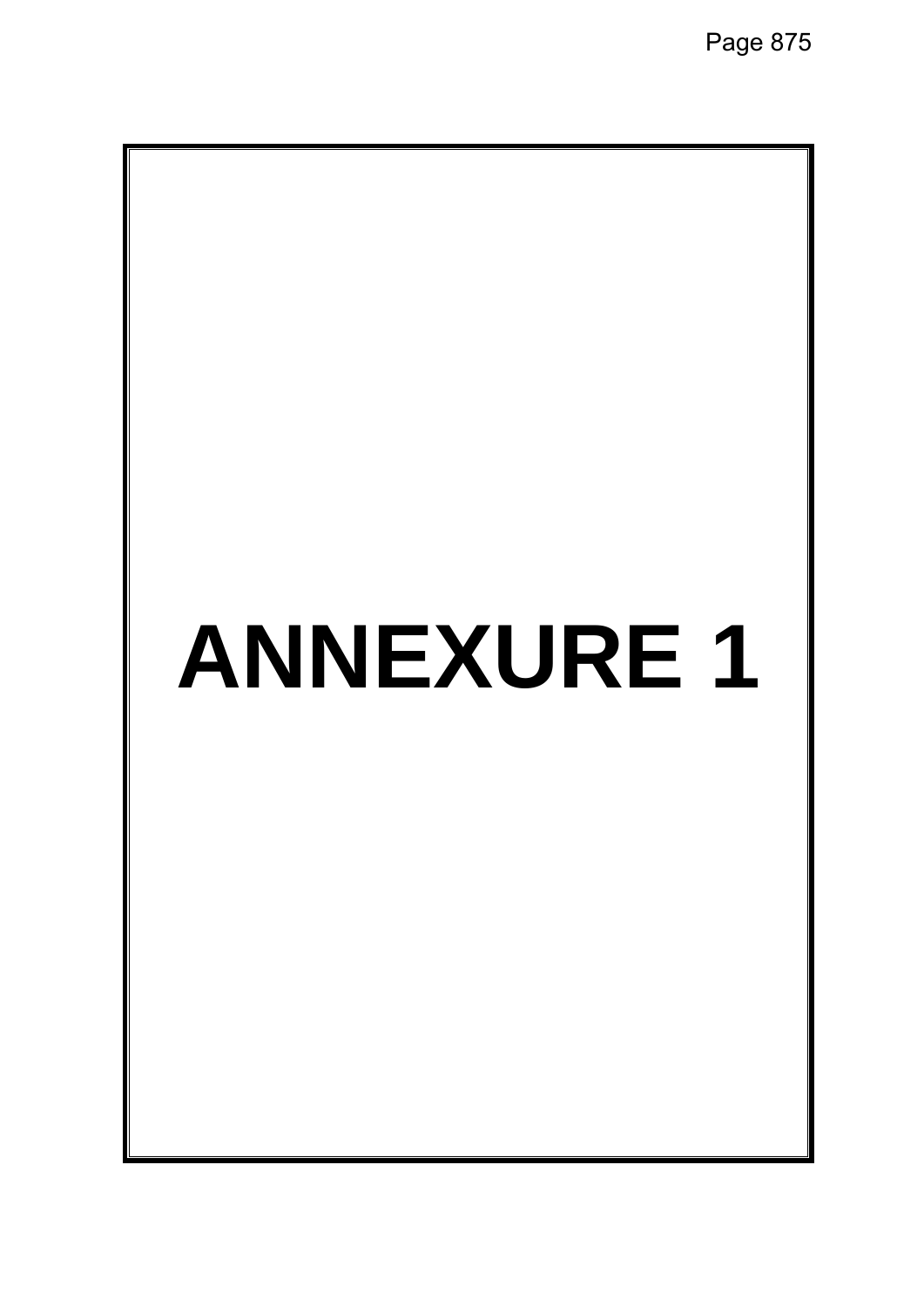# ANNEXURE 1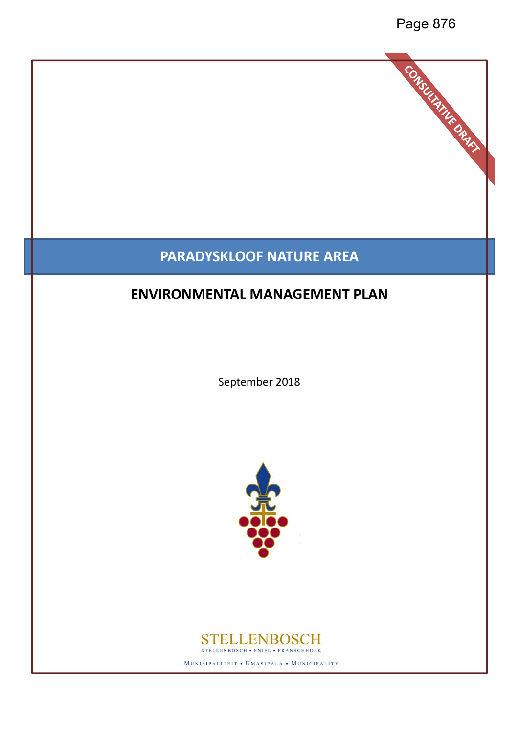CONSULTATIVE DRAFT

# PARADYSKLOOF NATURE AREA

## ENVIRONMENTAL MANAGEMENT PLAN

September 2018

STELLENBOSCH

STELLENBOSCH • PNIEL • FRANSCHHOEK

MUNISIPALITEIT • UMASIPALA • MUNICIPALITY